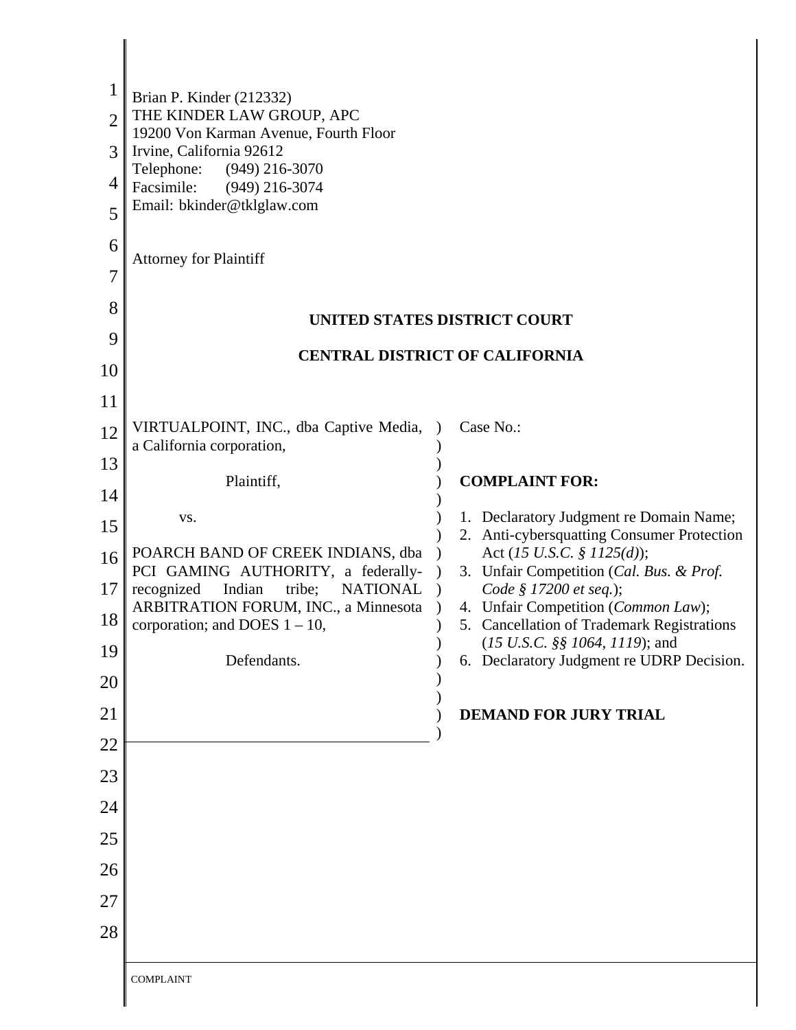Brian P. Kinder (212332)
THE KINDER LAW GROUP, APC
19200 Von Karman Avenue, Fourth Floor
Irvine, California 92612
Telephone: (949) 216-3070
Facsimile: (949) 216-3074
Email: bkinder@tklglaw.com

Attorney for Plaintiff

**UNITED STATES DISTRICT COURT**

**CENTRAL DISTRICT OF CALIFORNIA**

VIRTUALPOINT, INC., dba Captive Media, a California corporation,

Plaintiff,

vs.

POARCH BAND OF CREEK INDIANS, dba PCI GAMING AUTHORITY, a federally-recognized Indian tribe; NATIONAL ARBITRATION FORUM, INC., a Minnesota corporation; and DOES 1 – 10,

Defendants.

Case No.:

**COMPLAINT FOR:**

1. Declaratory Judgment re Domain Name;
2. Anti-cybersquatting Consumer Protection Act (*15 U.S.C. § 1125(d)*);
3. Unfair Competition (*Cal. Bus. & Prof. Code § 17200 et seq.*);
4. Unfair Competition (*Common Law*);
5. Cancellation of Trademark Registrations (*15 U.S.C. §§ 1064, 1119*); and
6. Declaratory Judgment re UDRP Decision.

**DEMAND FOR JURY TRIAL**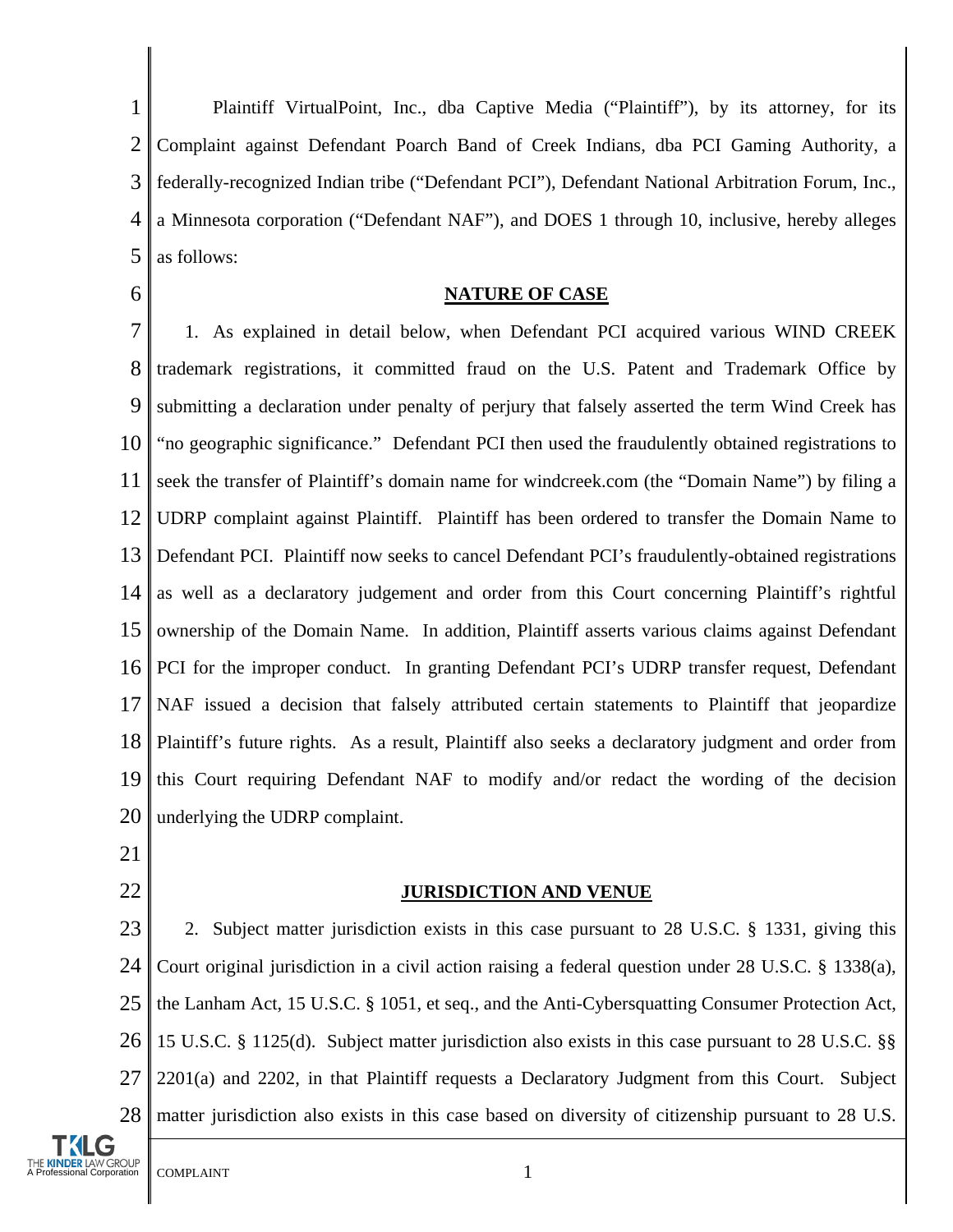Plaintiff VirtualPoint, Inc., dba Captive Media ("Plaintiff"), by its attorney, for its Complaint against Defendant Poarch Band of Creek Indians, dba PCI Gaming Authority, a federally-recognized Indian tribe ("Defendant PCI"), Defendant National Arbitration Forum, Inc., a Minnesota corporation ("Defendant NAF"), and DOES 1 through 10, inclusive, hereby alleges as follows:

## NATURE OF CASE

1. As explained in detail below, when Defendant PCI acquired various WIND CREEK trademark registrations, it committed fraud on the U.S. Patent and Trademark Office by submitting a declaration under penalty of perjury that falsely asserted the term Wind Creek has "no geographic significance." Defendant PCI then used the fraudulently obtained registrations to seek the transfer of Plaintiff's domain name for windcreek.com (the "Domain Name") by filing a UDRP complaint against Plaintiff. Plaintiff has been ordered to transfer the Domain Name to Defendant PCI. Plaintiff now seeks to cancel Defendant PCI's fraudulently-obtained registrations as well as a declaratory judgement and order from this Court concerning Plaintiff's rightful ownership of the Domain Name. In addition, Plaintiff asserts various claims against Defendant PCI for the improper conduct. In granting Defendant PCI's UDRP transfer request, Defendant NAF issued a decision that falsely attributed certain statements to Plaintiff that jeopardize Plaintiff's future rights. As a result, Plaintiff also seeks a declaratory judgment and order from this Court requiring Defendant NAF to modify and/or redact the wording of the decision underlying the UDRP complaint.

## JURISDICTION AND VENUE

2. Subject matter jurisdiction exists in this case pursuant to 28 U.S.C. § 1331, giving this Court original jurisdiction in a civil action raising a federal question under 28 U.S.C. § 1338(a), the Lanham Act, 15 U.S.C. § 1051, et seq., and the Anti-Cybersquatting Consumer Protection Act, 15 U.S.C. § 1125(d). Subject matter jurisdiction also exists in this case pursuant to 28 U.S.C. §§ 2201(a) and 2202, in that Plaintiff requests a Declaratory Judgment from this Court. Subject matter jurisdiction also exists in this case based on diversity of citizenship pursuant to 28 U.S.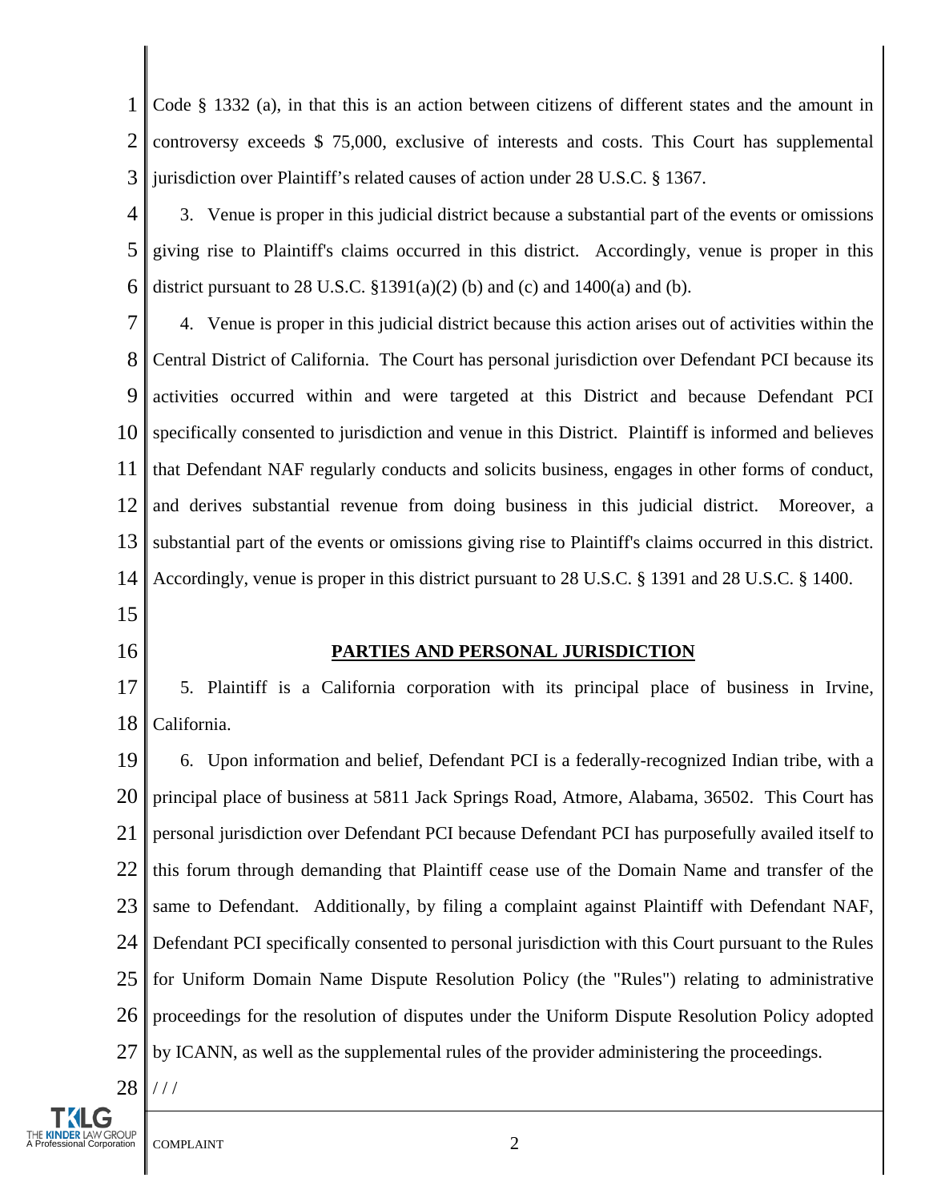Code § 1332 (a), in that this is an action between citizens of different states and the amount in controversy exceeds $ 75,000, exclusive of interests and costs. This Court has supplemental jurisdiction over Plaintiff's related causes of action under 28 U.S.C. § 1367.

3. Venue is proper in this judicial district because a substantial part of the events or omissions giving rise to Plaintiff's claims occurred in this district. Accordingly, venue is proper in this district pursuant to 28 U.S.C. §1391(a)(2) (b) and (c) and 1400(a) and (b).

4. Venue is proper in this judicial district because this action arises out of activities within the Central District of California. The Court has personal jurisdiction over Defendant PCI because its activities occurred within and were targeted at this District and because Defendant PCI specifically consented to jurisdiction and venue in this District. Plaintiff is informed and believes that Defendant NAF regularly conducts and solicits business, engages in other forms of conduct, and derives substantial revenue from doing business in this judicial district. Moreover, a substantial part of the events or omissions giving rise to Plaintiff's claims occurred in this district. Accordingly, venue is proper in this district pursuant to 28 U.S.C. § 1391 and 28 U.S.C. § 1400.

## PARTIES AND PERSONAL JURISDICTION

5. Plaintiff is a California corporation with its principal place of business in Irvine, California.

6. Upon information and belief, Defendant PCI is a federally-recognized Indian tribe, with a principal place of business at 5811 Jack Springs Road, Atmore, Alabama, 36502. This Court has personal jurisdiction over Defendant PCI because Defendant PCI has purposefully availed itself to this forum through demanding that Plaintiff cease use of the Domain Name and transfer of the same to Defendant. Additionally, by filing a complaint against Plaintiff with Defendant NAF, Defendant PCI specifically consented to personal jurisdiction with this Court pursuant to the Rules for Uniform Domain Name Dispute Resolution Policy (the "Rules") relating to administrative proceedings for the resolution of disputes under the Uniform Dispute Resolution Policy adopted by ICANN, as well as the supplemental rules of the provider administering the proceedings.

/ / /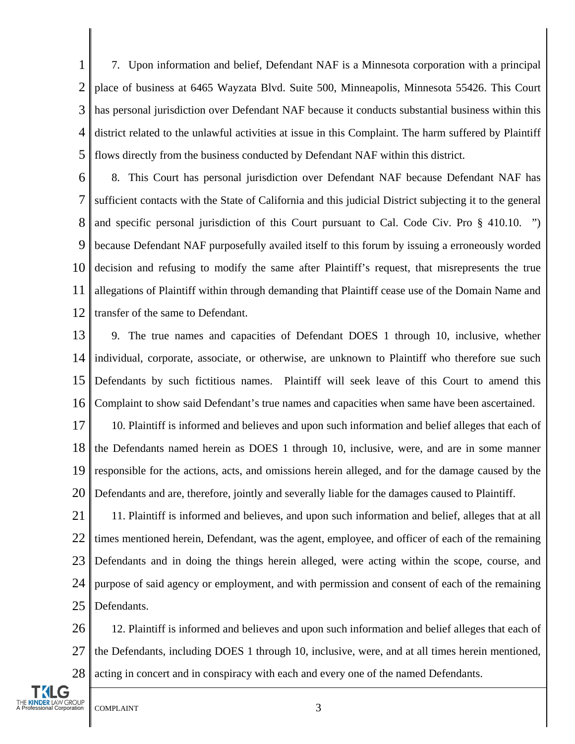7. Upon information and belief, Defendant NAF is a Minnesota corporation with a principal place of business at 6465 Wayzata Blvd. Suite 500, Minneapolis, Minnesota 55426. This Court has personal jurisdiction over Defendant NAF because it conducts substantial business within this district related to the unlawful activities at issue in this Complaint. The harm suffered by Plaintiff flows directly from the business conducted by Defendant NAF within this district.

8. This Court has personal jurisdiction over Defendant NAF because Defendant NAF has sufficient contacts with the State of California and this judicial District subjecting it to the general and specific personal jurisdiction of this Court pursuant to Cal. Code Civ. Pro § 410.10. ") because Defendant NAF purposefully availed itself to this forum by issuing a erroneously worded decision and refusing to modify the same after Plaintiff's request, that misrepresents the true allegations of Plaintiff within through demanding that Plaintiff cease use of the Domain Name and transfer of the same to Defendant.

9. The true names and capacities of Defendant DOES 1 through 10, inclusive, whether individual, corporate, associate, or otherwise, are unknown to Plaintiff who therefore sue such Defendants by such fictitious names. Plaintiff will seek leave of this Court to amend this Complaint to show said Defendant's true names and capacities when same have been ascertained.

10. Plaintiff is informed and believes and upon such information and belief alleges that each of the Defendants named herein as DOES 1 through 10, inclusive, were, and are in some manner responsible for the actions, acts, and omissions herein alleged, and for the damage caused by the Defendants and are, therefore, jointly and severally liable for the damages caused to Plaintiff.

11. Plaintiff is informed and believes, and upon such information and belief, alleges that at all times mentioned herein, Defendant, was the agent, employee, and officer of each of the remaining Defendants and in doing the things herein alleged, were acting within the scope, course, and purpose of said agency or employment, and with permission and consent of each of the remaining Defendants.

12. Plaintiff is informed and believes and upon such information and belief alleges that each of the Defendants, including DOES 1 through 10, inclusive, were, and at all times herein mentioned, acting in concert and in conspiracy with each and every one of the named Defendants.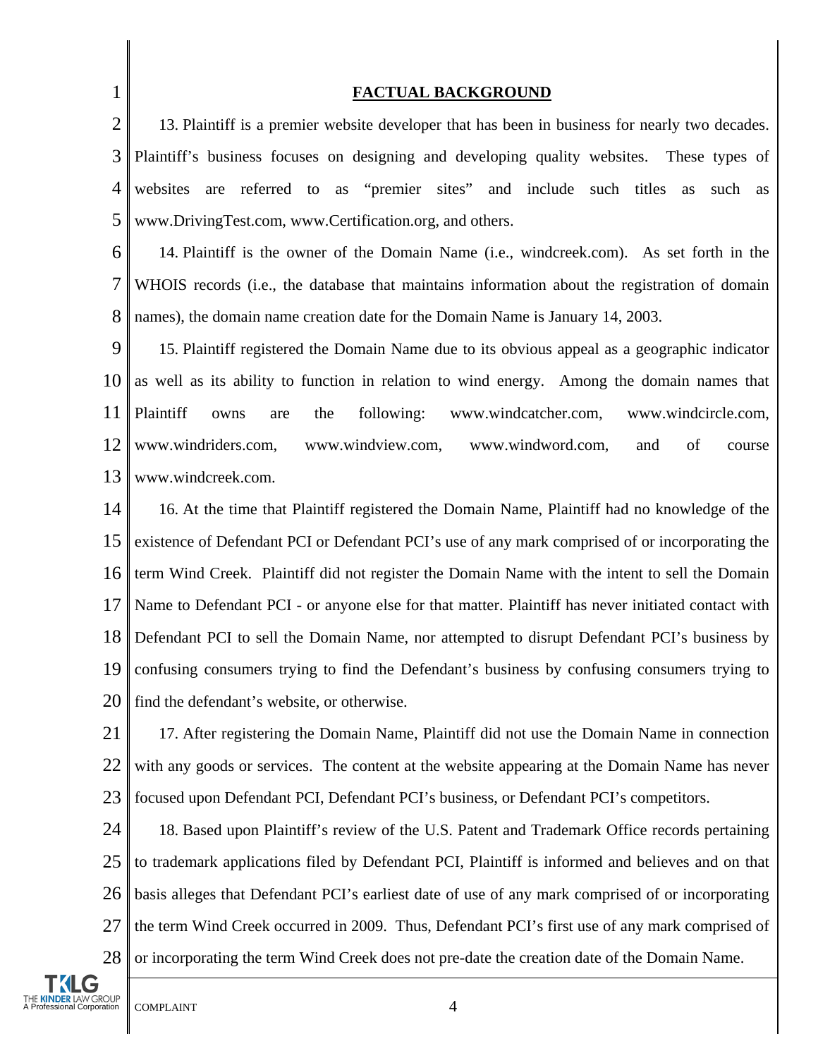## FACTUAL BACKGROUND

13. Plaintiff is a premier website developer that has been in business for nearly two decades. Plaintiff's business focuses on designing and developing quality websites. These types of websites are referred to as "premier sites" and include such titles as such as www.DrivingTest.com, www.Certification.org, and others.

14. Plaintiff is the owner of the Domain Name (i.e., windcreek.com). As set forth in the WHOIS records (i.e., the database that maintains information about the registration of domain names), the domain name creation date for the Domain Name is January 14, 2003.

15. Plaintiff registered the Domain Name due to its obvious appeal as a geographic indicator as well as its ability to function in relation to wind energy. Among the domain names that Plaintiff owns are the following: www.windcatcher.com, www.windcircle.com, www.windriders.com, www.windview.com, www.windword.com, and of course www.windcreek.com.

16. At the time that Plaintiff registered the Domain Name, Plaintiff had no knowledge of the existence of Defendant PCI or Defendant PCI's use of any mark comprised of or incorporating the term Wind Creek. Plaintiff did not register the Domain Name with the intent to sell the Domain Name to Defendant PCI - or anyone else for that matter. Plaintiff has never initiated contact with Defendant PCI to sell the Domain Name, nor attempted to disrupt Defendant PCI's business by confusing consumers trying to find the Defendant's business by confusing consumers trying to find the defendant's website, or otherwise.

17. After registering the Domain Name, Plaintiff did not use the Domain Name in connection with any goods or services. The content at the website appearing at the Domain Name has never focused upon Defendant PCI, Defendant PCI's business, or Defendant PCI's competitors.

18. Based upon Plaintiff's review of the U.S. Patent and Trademark Office records pertaining to trademark applications filed by Defendant PCI, Plaintiff is informed and believes and on that basis alleges that Defendant PCI's earliest date of use of any mark comprised of or incorporating the term Wind Creek occurred in 2009. Thus, Defendant PCI's first use of any mark comprised of or incorporating the term Wind Creek does not pre-date the creation date of the Domain Name.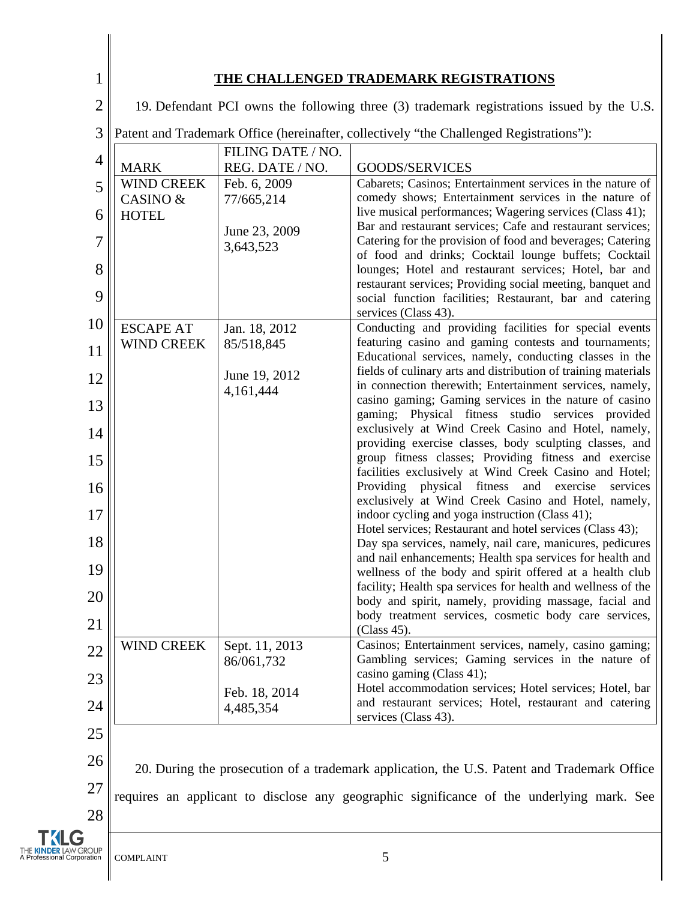## THE CHALLENGED TRADEMARK REGISTRATIONS

19. Defendant PCI owns the following three (3) trademark registrations issued by the U.S. Patent and Trademark Office (hereinafter, collectively "the Challenged Registrations"):

| MARK | FILING DATE / NO. REG. DATE / NO. | GOODS/SERVICES |
|---|---|---|
| WIND CREEK CASINO & HOTEL | Feb. 6, 2009 77/665,214<br><br>June 23, 2009 3,643,523 | Cabarets; Casinos; Entertainment services in the nature of comedy shows; Entertainment services in the nature of live musical performances; Wagering services (Class 41); Bar and restaurant services; Cafe and restaurant services; Catering for the provision of food and beverages; Catering of food and drinks; Cocktail lounge buffets; Cocktail lounges; Hotel and restaurant services; Hotel, bar and restaurant services; Providing social meeting, banquet and social function facilities; Restaurant, bar and catering services (Class 43). |
| ESCAPE AT WIND CREEK | Jan. 18, 2012 85/518,845<br><br>June 19, 2012 4,161,444 | Conducting and providing facilities for special events featuring casino and gaming contests and tournaments; Educational services, namely, conducting classes in the fields of culinary arts and distribution of training materials in connection therewith; Entertainment services, namely, casino gaming; Gaming services in the nature of casino gaming; Physical fitness studio services provided exclusively at Wind Creek Casino and Hotel, namely, providing exercise classes, body sculpting classes, and group fitness classes; Providing fitness and exercise facilities exclusively at Wind Creek Casino and Hotel; Providing physical fitness and exercise services exclusively at Wind Creek Casino and Hotel, namely, indoor cycling and yoga instruction (Class 41);<br>Hotel services; Restaurant and hotel services (Class 43);<br>Day spa services, namely, nail care, manicures, pedicures and nail enhancements; Health spa services for health and wellness of the body and spirit offered at a health club facility; Health spa services for health and wellness of the body and spirit, namely, providing massage, facial and body treatment services, cosmetic body care services, (Class 45). |
| WIND CREEK | Sept. 11, 2013 86/061,732<br><br>Feb. 18, 2014 4,485,354 | Casinos; Entertainment services, namely, casino gaming; Gambling services; Gaming services in the nature of casino gaming (Class 41);<br>Hotel accommodation services; Hotel services; Hotel, bar and restaurant services; Hotel, restaurant and catering services (Class 43). |

20. During the prosecution of a trademark application, the U.S. Patent and Trademark Office requires an applicant to disclose any geographic significance of the underlying mark. See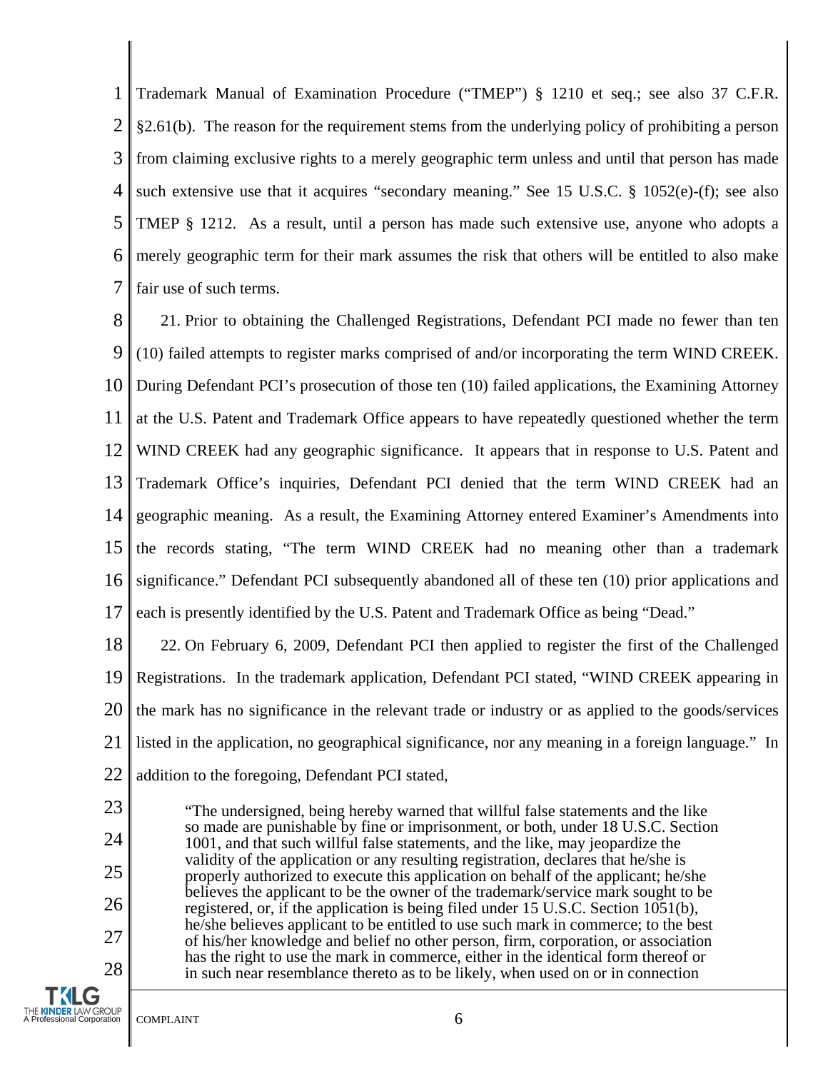Trademark Manual of Examination Procedure ("TMEP") § 1210 et seq.; see also 37 C.F.R. §2.61(b). The reason for the requirement stems from the underlying policy of prohibiting a person from claiming exclusive rights to a merely geographic term unless and until that person has made such extensive use that it acquires "secondary meaning." See 15 U.S.C. § 1052(e)-(f); see also TMEP § 1212. As a result, until a person has made such extensive use, anyone who adopts a merely geographic term for their mark assumes the risk that others will be entitled to also make fair use of such terms.

21. Prior to obtaining the Challenged Registrations, Defendant PCI made no fewer than ten (10) failed attempts to register marks comprised of and/or incorporating the term WIND CREEK. During Defendant PCI's prosecution of those ten (10) failed applications, the Examining Attorney at the U.S. Patent and Trademark Office appears to have repeatedly questioned whether the term WIND CREEK had any geographic significance. It appears that in response to U.S. Patent and Trademark Office's inquiries, Defendant PCI denied that the term WIND CREEK had an geographic meaning. As a result, the Examining Attorney entered Examiner's Amendments into the records stating, "The term WIND CREEK had no meaning other than a trademark significance." Defendant PCI subsequently abandoned all of these ten (10) prior applications and each is presently identified by the U.S. Patent and Trademark Office as being "Dead."

22. On February 6, 2009, Defendant PCI then applied to register the first of the Challenged Registrations. In the trademark application, Defendant PCI stated, "WIND CREEK appearing in the mark has no significance in the relevant trade or industry or as applied to the goods/services listed in the application, no geographical significance, nor any meaning in a foreign language." In addition to the foregoing, Defendant PCI stated,

> "The undersigned, being hereby warned that willful false statements and the like so made are punishable by fine or imprisonment, or both, under 18 U.S.C. Section 1001, and that such willful false statements, and the like, may jeopardize the validity of the application or any resulting registration, declares that he/she is properly authorized to execute this application on behalf of the applicant; he/she believes the applicant to be the owner of the trademark/service mark sought to be registered, or, if the application is being filed under 15 U.S.C. Section 1051(b), he/she believes applicant to be entitled to use such mark in commerce; to the best of his/her knowledge and belief no other person, firm, corporation, or association has the right to use the mark in commerce, either in the identical form thereof or in such near resemblance thereto as to be likely, when used on or in connection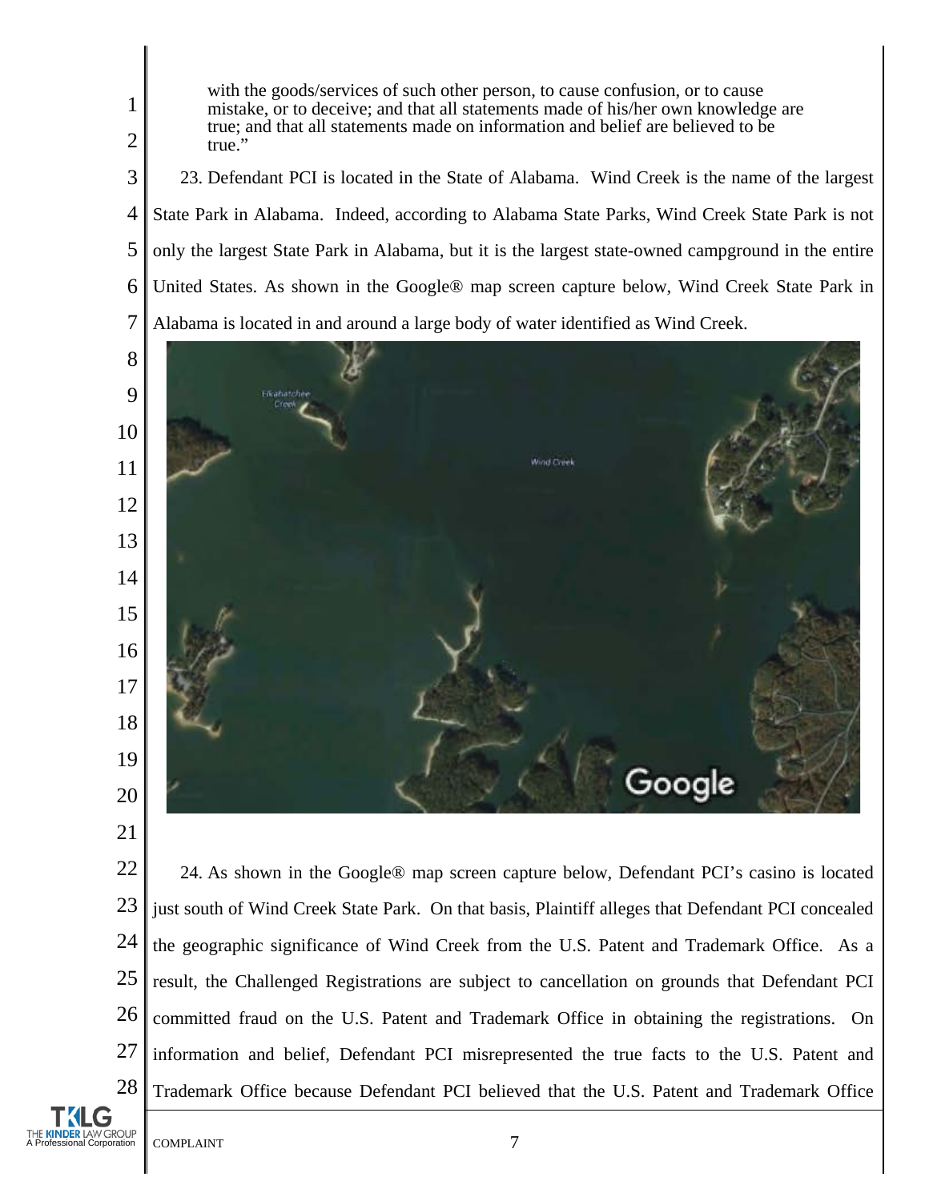with the goods/services of such other person, to cause confusion, or to cause mistake, or to deceive; and that all statements made of his/her own knowledge are true; and that all statements made on information and belief are believed to be true."

23. Defendant PCI is located in the State of Alabama. Wind Creek is the name of the largest State Park in Alabama. Indeed, according to Alabama State Parks, Wind Creek State Park is not only the largest State Park in Alabama, but it is the largest state-owned campground in the entire United States. As shown in the Google® map screen capture below, Wind Creek State Park in Alabama is located in and around a large body of water identified as Wind Creek.

24. As shown in the Google® map screen capture below, Defendant PCI's casino is located just south of Wind Creek State Park. On that basis, Plaintiff alleges that Defendant PCI concealed the geographic significance of Wind Creek from the U.S. Patent and Trademark Office. As a result, the Challenged Registrations are subject to cancellation on grounds that Defendant PCI committed fraud on the U.S. Patent and Trademark Office in obtaining the registrations. On information and belief, Defendant PCI misrepresented the true facts to the U.S. Patent and Trademark Office because Defendant PCI believed that the U.S. Patent and Trademark Office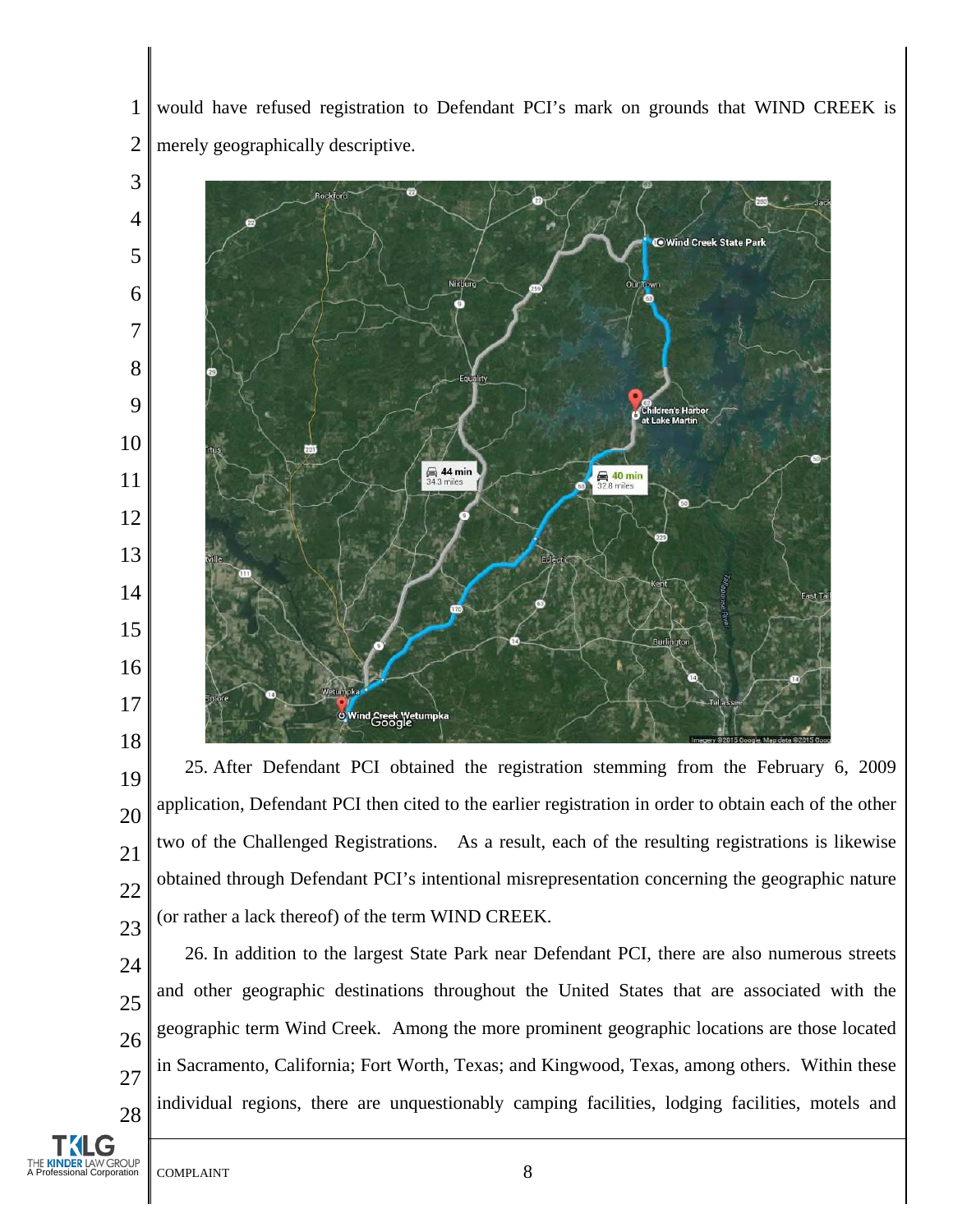would have refused registration to Defendant PCI's mark on grounds that WIND CREEK is merely geographically descriptive.

25. After Defendant PCI obtained the registration stemming from the February 6, 2009 application, Defendant PCI then cited to the earlier registration in order to obtain each of the other two of the Challenged Registrations. As a result, each of the resulting registrations is likewise obtained through Defendant PCI's intentional misrepresentation concerning the geographic nature (or rather a lack thereof) of the term WIND CREEK.

26. In addition to the largest State Park near Defendant PCI, there are also numerous streets and other geographic destinations throughout the United States that are associated with the geographic term Wind Creek. Among the more prominent geographic locations are those located in Sacramento, California; Fort Worth, Texas; and Kingwood, Texas, among others. Within these individual regions, there are unquestionably camping facilities, lodging facilities, motels and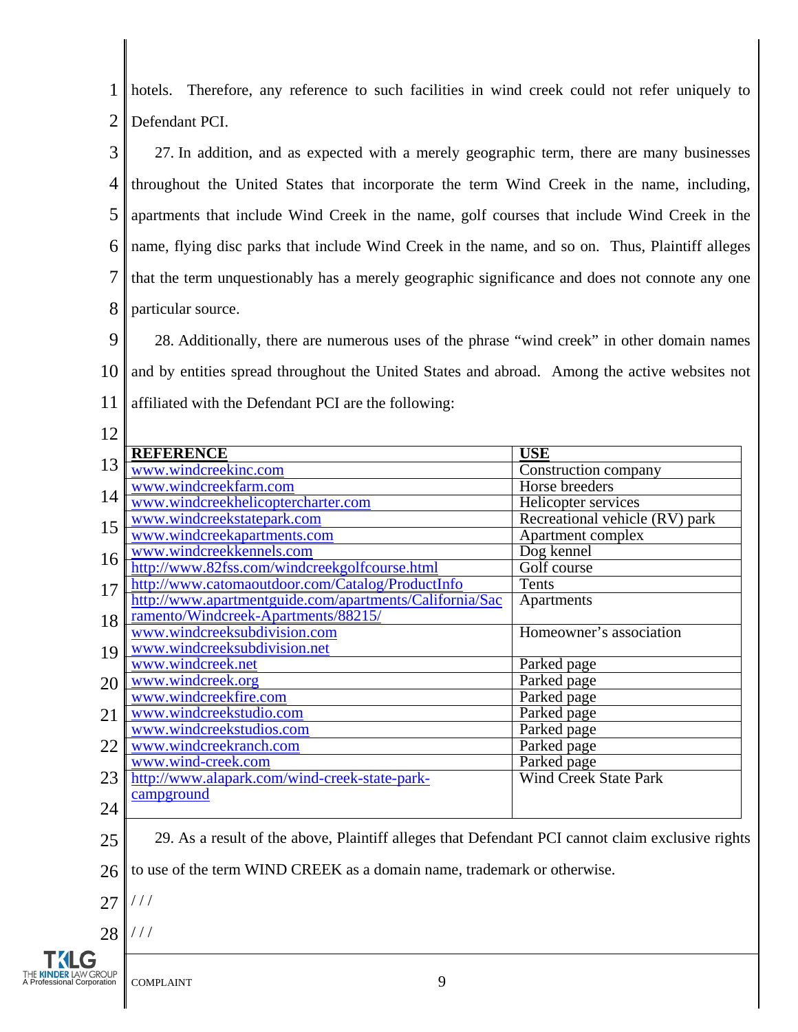hotels. Therefore, any reference to such facilities in wind creek could not refer uniquely to Defendant PCI.

27. In addition, and as expected with a merely geographic term, there are many businesses throughout the United States that incorporate the term Wind Creek in the name, including, apartments that include Wind Creek in the name, golf courses that include Wind Creek in the name, flying disc parks that include Wind Creek in the name, and so on. Thus, Plaintiff alleges that the term unquestionably has a merely geographic significance and does not connote any one particular source.

28. Additionally, there are numerous uses of the phrase "wind creek" in other domain names and by entities spread throughout the United States and abroad. Among the active websites not affiliated with the Defendant PCI are the following:

| **REFERENCE** | **USE** |
|---|---|
| www.windcreekinc.com | Construction company |
| www.windcreekfarm.com | Horse breeders |
| www.windcreekhelicoptercharter.com | Helicopter services |
| www.windcreekstatepark.com | Recreational vehicle (RV) park |
| www.windcreekapartments.com | Apartment complex |
| www.windcreekkennels.com | Dog kennel |
| http://www.82fss.com/windcreekgolfcourse.html | Golf course |
| http://www.catomaoutdoor.com/Catalog/ProductInfo | Tents |
| http://www.apartmentguide.com/apartments/California/Sacramento/Windcreek-Apartments/88215/ | Apartments |
| www.windcreeksubdivision.com www.windcreeksubdivision.net | Homeowner's association |
| www.windcreek.net | Parked page |
| www.windcreek.org | Parked page |
| www.windcreekfire.com | Parked page |
| www.windcreekstudio.com | Parked page |
| www.windcreekstudios.com | Parked page |
| www.windcreekranch.com | Parked page |
| www.wind-creek.com | Parked page |
| http://www.alapark.com/wind-creek-state-park-campground | Wind Creek State Park |

29. As a result of the above, Plaintiff alleges that Defendant PCI cannot claim exclusive rights to use of the term WIND CREEK as a domain name, trademark or otherwise.

/ / /

/ / /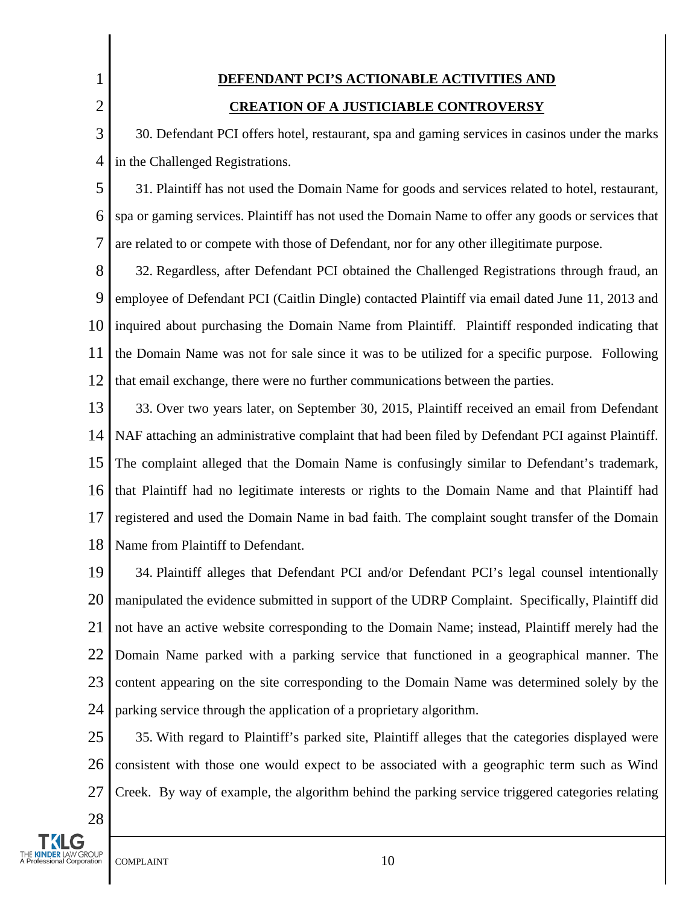## DEFENDANT PCI'S ACTIONABLE ACTIVITIES AND CREATION OF A JUSTICIABLE CONTROVERSY

30. Defendant PCI offers hotel, restaurant, spa and gaming services in casinos under the marks in the Challenged Registrations.

31. Plaintiff has not used the Domain Name for goods and services related to hotel, restaurant, spa or gaming services. Plaintiff has not used the Domain Name to offer any goods or services that are related to or compete with those of Defendant, nor for any other illegitimate purpose.

32. Regardless, after Defendant PCI obtained the Challenged Registrations through fraud, an employee of Defendant PCI (Caitlin Dingle) contacted Plaintiff via email dated June 11, 2013 and inquired about purchasing the Domain Name from Plaintiff. Plaintiff responded indicating that the Domain Name was not for sale since it was to be utilized for a specific purpose. Following that email exchange, there were no further communications between the parties.

33. Over two years later, on September 30, 2015, Plaintiff received an email from Defendant NAF attaching an administrative complaint that had been filed by Defendant PCI against Plaintiff. The complaint alleged that the Domain Name is confusingly similar to Defendant's trademark, that Plaintiff had no legitimate interests or rights to the Domain Name and that Plaintiff had registered and used the Domain Name in bad faith. The complaint sought transfer of the Domain Name from Plaintiff to Defendant.

34. Plaintiff alleges that Defendant PCI and/or Defendant PCI's legal counsel intentionally manipulated the evidence submitted in support of the UDRP Complaint. Specifically, Plaintiff did not have an active website corresponding to the Domain Name; instead, Plaintiff merely had the Domain Name parked with a parking service that functioned in a geographical manner. The content appearing on the site corresponding to the Domain Name was determined solely by the parking service through the application of a proprietary algorithm.

35. With regard to Plaintiff's parked site, Plaintiff alleges that the categories displayed were consistent with those one would expect to be associated with a geographic term such as Wind Creek. By way of example, the algorithm behind the parking service triggered categories relating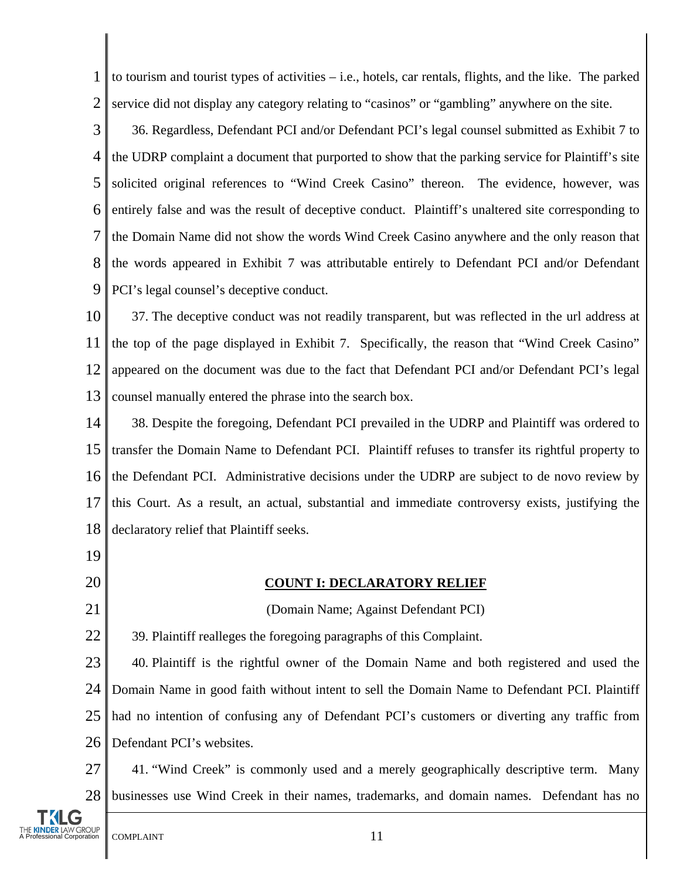to tourism and tourist types of activities – i.e., hotels, car rentals, flights, and the like. The parked service did not display any category relating to "casinos" or "gambling" anywhere on the site.

36. Regardless, Defendant PCI and/or Defendant PCI's legal counsel submitted as Exhibit 7 to the UDRP complaint a document that purported to show that the parking service for Plaintiff's site solicited original references to "Wind Creek Casino" thereon. The evidence, however, was entirely false and was the result of deceptive conduct. Plaintiff's unaltered site corresponding to the Domain Name did not show the words Wind Creek Casino anywhere and the only reason that the words appeared in Exhibit 7 was attributable entirely to Defendant PCI and/or Defendant PCI's legal counsel's deceptive conduct.

37. The deceptive conduct was not readily transparent, but was reflected in the url address at the top of the page displayed in Exhibit 7. Specifically, the reason that "Wind Creek Casino" appeared on the document was due to the fact that Defendant PCI and/or Defendant PCI's legal counsel manually entered the phrase into the search box.

38. Despite the foregoing, Defendant PCI prevailed in the UDRP and Plaintiff was ordered to transfer the Domain Name to Defendant PCI. Plaintiff refuses to transfer its rightful property to the Defendant PCI. Administrative decisions under the UDRP are subject to de novo review by this Court. As a result, an actual, substantial and immediate controversy exists, justifying the declaratory relief that Plaintiff seeks.

## COUNT I: DECLARATORY RELIEF

(Domain Name; Against Defendant PCI)

39. Plaintiff realleges the foregoing paragraphs of this Complaint.

40. Plaintiff is the rightful owner of the Domain Name and both registered and used the Domain Name in good faith without intent to sell the Domain Name to Defendant PCI. Plaintiff had no intention of confusing any of Defendant PCI's customers or diverting any traffic from Defendant PCI's websites.

41. "Wind Creek" is commonly used and a merely geographically descriptive term. Many businesses use Wind Creek in their names, trademarks, and domain names. Defendant has no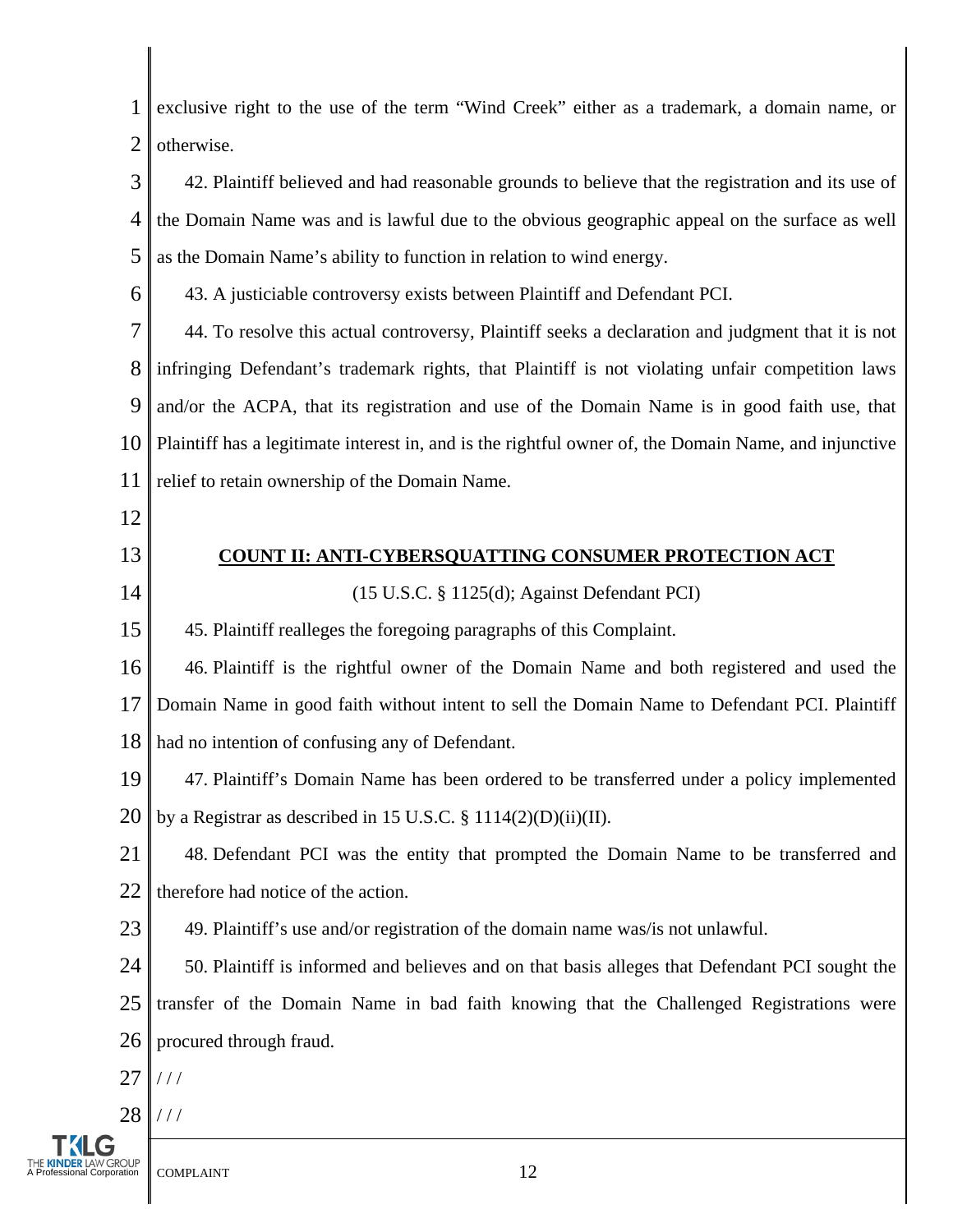exclusive right to the use of the term "Wind Creek" either as a trademark, a domain name, or otherwise.

42. Plaintiff believed and had reasonable grounds to believe that the registration and its use of the Domain Name was and is lawful due to the obvious geographic appeal on the surface as well as the Domain Name's ability to function in relation to wind energy.

43. A justiciable controversy exists between Plaintiff and Defendant PCI.

44. To resolve this actual controversy, Plaintiff seeks a declaration and judgment that it is not infringing Defendant's trademark rights, that Plaintiff is not violating unfair competition laws and/or the ACPA, that its registration and use of the Domain Name is in good faith use, that Plaintiff has a legitimate interest in, and is the rightful owner of, the Domain Name, and injunctive relief to retain ownership of the Domain Name.

## COUNT II: ANTI-CYBERSQUATTING CONSUMER PROTECTION ACT

(15 U.S.C. § 1125(d); Against Defendant PCI)

45. Plaintiff realleges the foregoing paragraphs of this Complaint.

46. Plaintiff is the rightful owner of the Domain Name and both registered and used the Domain Name in good faith without intent to sell the Domain Name to Defendant PCI. Plaintiff had no intention of confusing any of Defendant.

47. Plaintiff's Domain Name has been ordered to be transferred under a policy implemented by a Registrar as described in 15 U.S.C. § 1114(2)(D)(ii)(II).

48. Defendant PCI was the entity that prompted the Domain Name to be transferred and therefore had notice of the action.

49. Plaintiff's use and/or registration of the domain name was/is not unlawful.

50. Plaintiff is informed and believes and on that basis alleges that Defendant PCI sought the transfer of the Domain Name in bad faith knowing that the Challenged Registrations were procured through fraud.

/ / /

/ / /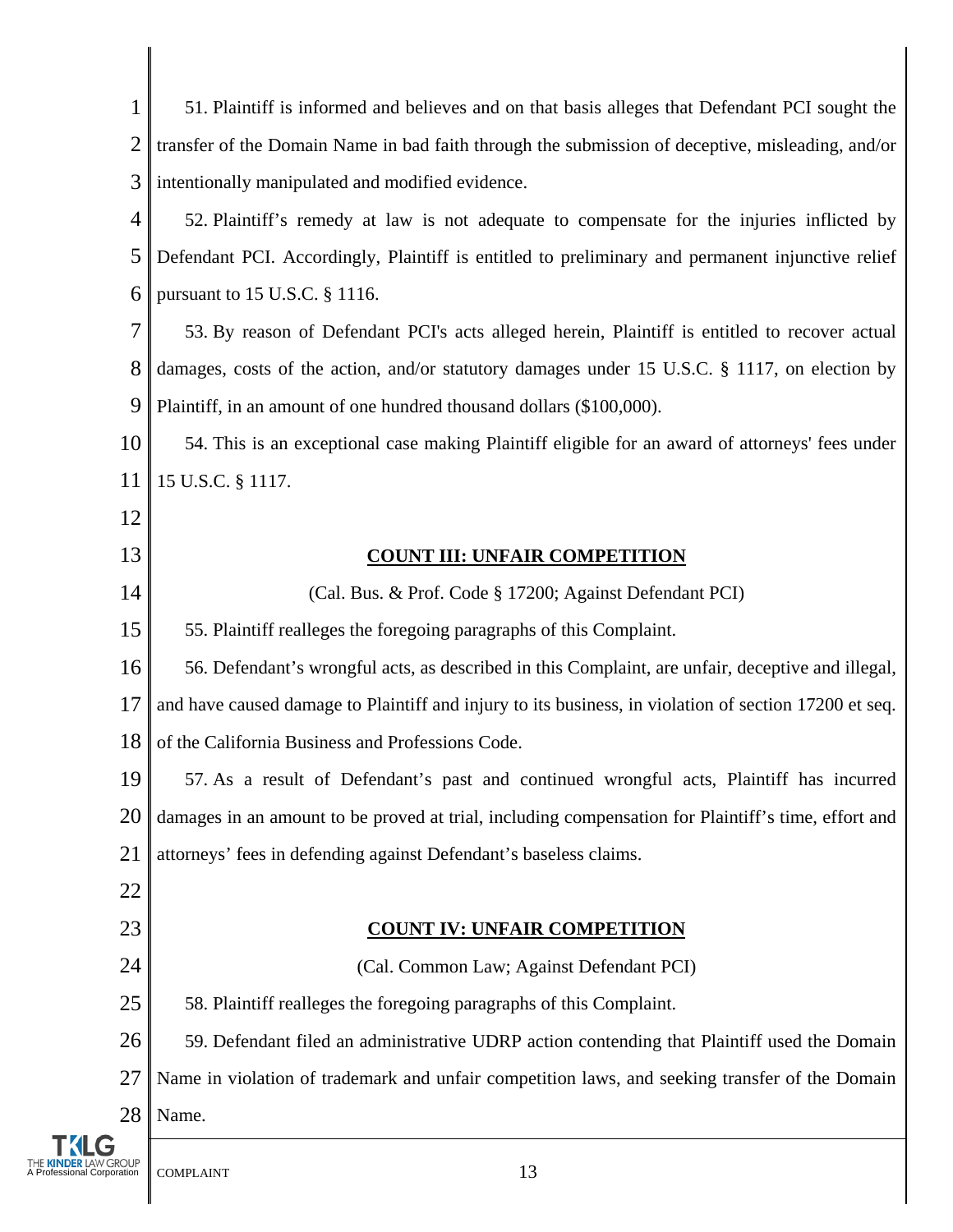51. Plaintiff is informed and believes and on that basis alleges that Defendant PCI sought the transfer of the Domain Name in bad faith through the submission of deceptive, misleading, and/or intentionally manipulated and modified evidence.

52. Plaintiff's remedy at law is not adequate to compensate for the injuries inflicted by Defendant PCI. Accordingly, Plaintiff is entitled to preliminary and permanent injunctive relief pursuant to 15 U.S.C. § 1116.

53. By reason of Defendant PCI's acts alleged herein, Plaintiff is entitled to recover actual damages, costs of the action, and/or statutory damages under 15 U.S.C. § 1117, on election by Plaintiff, in an amount of one hundred thousand dollars ($100,000).

54. This is an exceptional case making Plaintiff eligible for an award of attorneys' fees under 15 U.S.C. § 1117.

**COUNT III: UNFAIR COMPETITION**

(Cal. Bus. & Prof. Code § 17200; Against Defendant PCI)

55. Plaintiff realleges the foregoing paragraphs of this Complaint.

56. Defendant's wrongful acts, as described in this Complaint, are unfair, deceptive and illegal, and have caused damage to Plaintiff and injury to its business, in violation of section 17200 et seq. of the California Business and Professions Code.

57. As a result of Defendant's past and continued wrongful acts, Plaintiff has incurred damages in an amount to be proved at trial, including compensation for Plaintiff's time, effort and attorneys' fees in defending against Defendant's baseless claims.

**COUNT IV: UNFAIR COMPETITION**

(Cal. Common Law; Against Defendant PCI)

58. Plaintiff realleges the foregoing paragraphs of this Complaint.

59. Defendant filed an administrative UDRP action contending that Plaintiff used the Domain Name in violation of trademark and unfair competition laws, and seeking transfer of the Domain Name.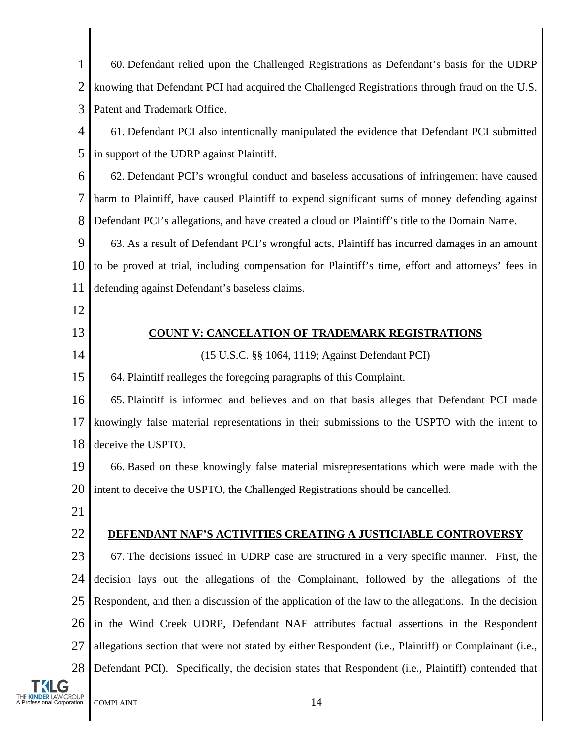60. Defendant relied upon the Challenged Registrations as Defendant's basis for the UDRP knowing that Defendant PCI had acquired the Challenged Registrations through fraud on the U.S. Patent and Trademark Office.

61. Defendant PCI also intentionally manipulated the evidence that Defendant PCI submitted in support of the UDRP against Plaintiff.

62. Defendant PCI's wrongful conduct and baseless accusations of infringement have caused harm to Plaintiff, have caused Plaintiff to expend significant sums of money defending against Defendant PCI's allegations, and have created a cloud on Plaintiff's title to the Domain Name.

63. As a result of Defendant PCI's wrongful acts, Plaintiff has incurred damages in an amount to be proved at trial, including compensation for Plaintiff's time, effort and attorneys' fees in defending against Defendant's baseless claims.

## COUNT V: CANCELATION OF TRADEMARK REGISTRATIONS

(15 U.S.C. §§ 1064, 1119; Against Defendant PCI)

64. Plaintiff realleges the foregoing paragraphs of this Complaint.

65. Plaintiff is informed and believes and on that basis alleges that Defendant PCI made knowingly false material representations in their submissions to the USPTO with the intent to deceive the USPTO.

66. Based on these knowingly false material misrepresentations which were made with the intent to deceive the USPTO, the Challenged Registrations should be cancelled.

## DEFENDANT NAF'S ACTIVITIES CREATING A JUSTICIABLE CONTROVERSY

67. The decisions issued in UDRP case are structured in a very specific manner. First, the decision lays out the allegations of the Complainant, followed by the allegations of the Respondent, and then a discussion of the application of the law to the allegations. In the decision in the Wind Creek UDRP, Defendant NAF attributes factual assertions in the Respondent allegations section that were not stated by either Respondent (i.e., Plaintiff) or Complainant (i.e., Defendant PCI). Specifically, the decision states that Respondent (i.e., Plaintiff) contended that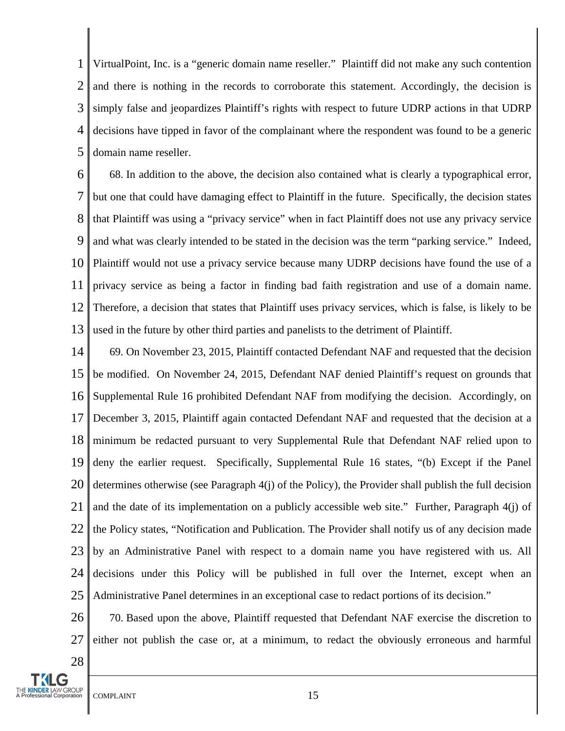VirtualPoint, Inc. is a "generic domain name reseller." Plaintiff did not make any such contention and there is nothing in the records to corroborate this statement. Accordingly, the decision is simply false and jeopardizes Plaintiff's rights with respect to future UDRP actions in that UDRP decisions have tipped in favor of the complainant where the respondent was found to be a generic domain name reseller.

68. In addition to the above, the decision also contained what is clearly a typographical error, but one that could have damaging effect to Plaintiff in the future. Specifically, the decision states that Plaintiff was using a "privacy service" when in fact Plaintiff does not use any privacy service and what was clearly intended to be stated in the decision was the term "parking service." Indeed, Plaintiff would not use a privacy service because many UDRP decisions have found the use of a privacy service as being a factor in finding bad faith registration and use of a domain name. Therefore, a decision that states that Plaintiff uses privacy services, which is false, is likely to be used in the future by other third parties and panelists to the detriment of Plaintiff.

69. On November 23, 2015, Plaintiff contacted Defendant NAF and requested that the decision be modified. On November 24, 2015, Defendant NAF denied Plaintiff's request on grounds that Supplemental Rule 16 prohibited Defendant NAF from modifying the decision. Accordingly, on December 3, 2015, Plaintiff again contacted Defendant NAF and requested that the decision at a minimum be redacted pursuant to very Supplemental Rule that Defendant NAF relied upon to deny the earlier request. Specifically, Supplemental Rule 16 states, "(b) Except if the Panel determines otherwise (see Paragraph 4(j) of the Policy), the Provider shall publish the full decision and the date of its implementation on a publicly accessible web site." Further, Paragraph 4(j) of the Policy states, "Notification and Publication. The Provider shall notify us of any decision made by an Administrative Panel with respect to a domain name you have registered with us. All decisions under this Policy will be published in full over the Internet, except when an Administrative Panel determines in an exceptional case to redact portions of its decision."

70. Based upon the above, Plaintiff requested that Defendant NAF exercise the discretion to either not publish the case or, at a minimum, to redact the obviously erroneous and harmful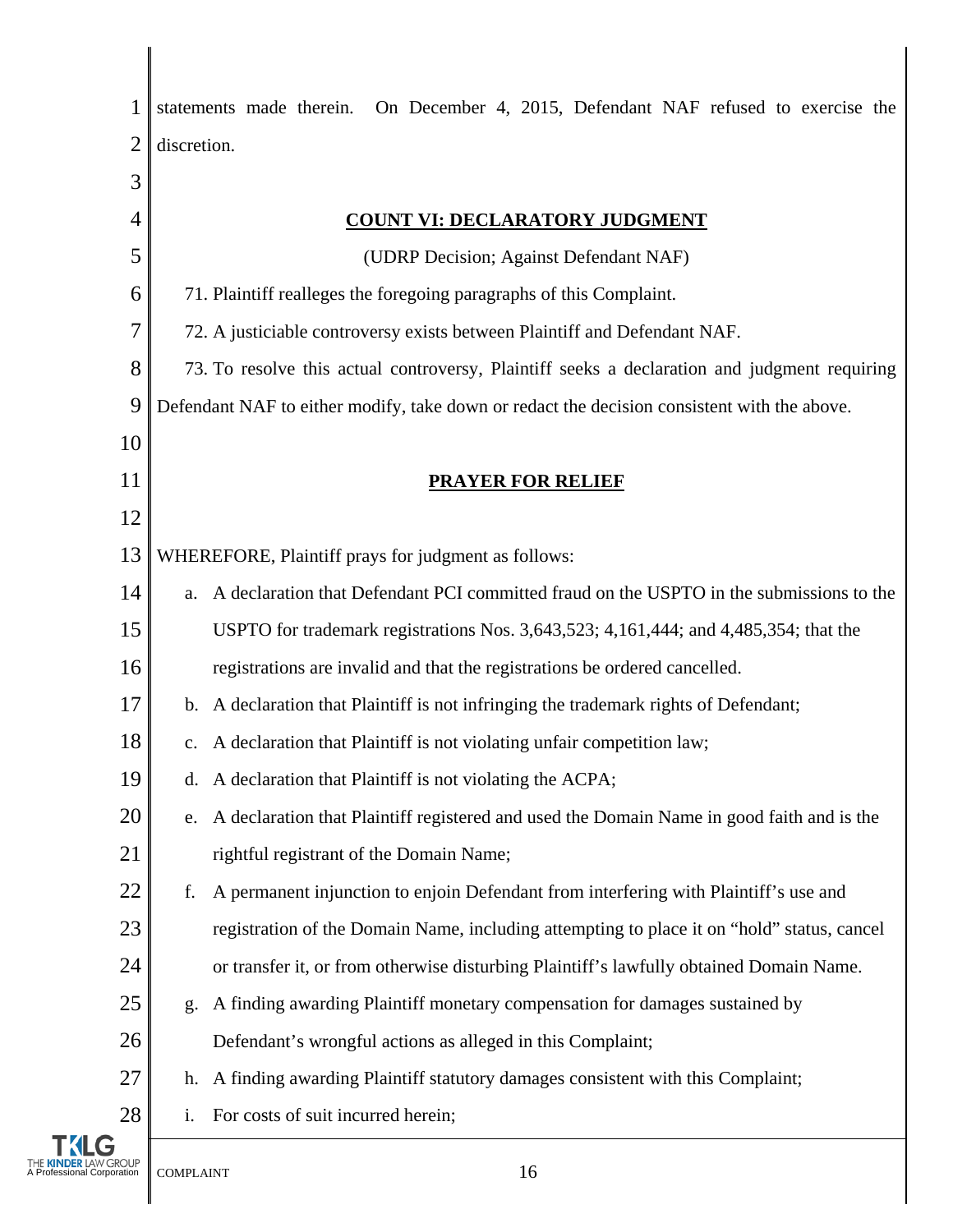statements made therein. On December 4, 2015, Defendant NAF refused to exercise the discretion.

**COUNT VI: DECLARATORY JUDGMENT**

(UDRP Decision; Against Defendant NAF)

71. Plaintiff realleges the foregoing paragraphs of this Complaint.

72. A justiciable controversy exists between Plaintiff and Defendant NAF.

73. To resolve this actual controversy, Plaintiff seeks a declaration and judgment requiring Defendant NAF to either modify, take down or redact the decision consistent with the above.

**PRAYER FOR RELIEF**

WHEREFORE, Plaintiff prays for judgment as follows:

a. A declaration that Defendant PCI committed fraud on the USPTO in the submissions to the USPTO for trademark registrations Nos. 3,643,523; 4,161,444; and 4,485,354; that the registrations are invalid and that the registrations be ordered cancelled.

b. A declaration that Plaintiff is not infringing the trademark rights of Defendant;

c. A declaration that Plaintiff is not violating unfair competition law;

d. A declaration that Plaintiff is not violating the ACPA;

e. A declaration that Plaintiff registered and used the Domain Name in good faith and is the rightful registrant of the Domain Name;

f. A permanent injunction to enjoin Defendant from interfering with Plaintiff's use and registration of the Domain Name, including attempting to place it on "hold" status, cancel or transfer it, or from otherwise disturbing Plaintiff's lawfully obtained Domain Name.

g. A finding awarding Plaintiff monetary compensation for damages sustained by Defendant's wrongful actions as alleged in this Complaint;

h. A finding awarding Plaintiff statutory damages consistent with this Complaint;

i. For costs of suit incurred herein;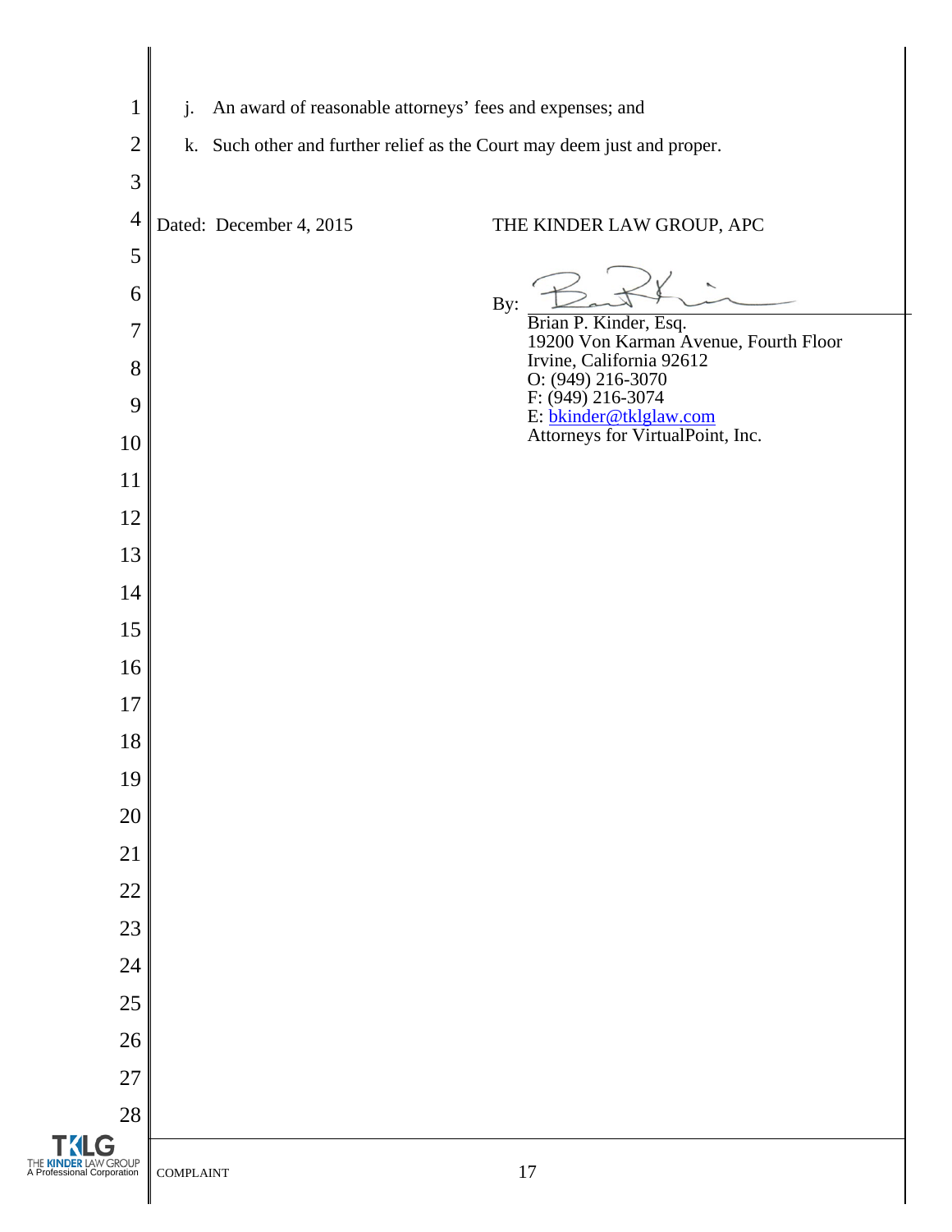j. An award of reasonable attorneys' fees and expenses; and

k. Such other and further relief as the Court may deem just and proper.

Dated: December 4, 2015

THE KINDER LAW GROUP, APC

By: ______________________

Brian P. Kinder, Esq.
19200 Von Karman Avenue, Fourth Floor
Irvine, California 92612
O: (949) 216-3070
F: (949) 216-3074
E: bkinder@tklglaw.com
Attorneys for VirtualPoint, Inc.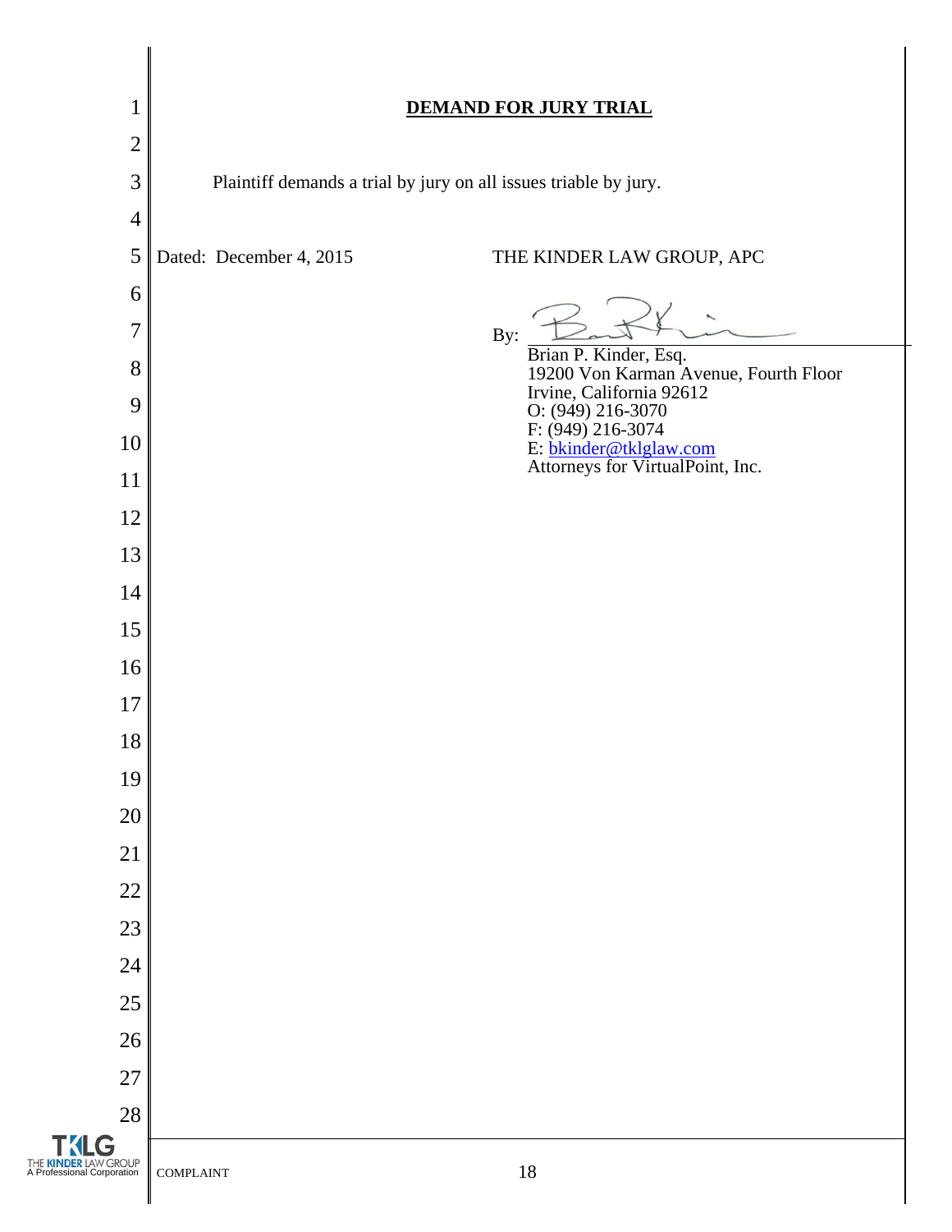## DEMAND FOR JURY TRIAL

Plaintiff demands a trial by jury on all issues triable by jury.

Dated: December 4, 2015

THE KINDER LAW GROUP, APC

By: ______________________

Brian P. Kinder, Esq.
19200 Von Karman Avenue, Fourth Floor
Irvine, California 92612
O: (949) 216-3070
F: (949) 216-3074
E: bkinder@tklglaw.com
Attorneys for VirtualPoint, Inc.